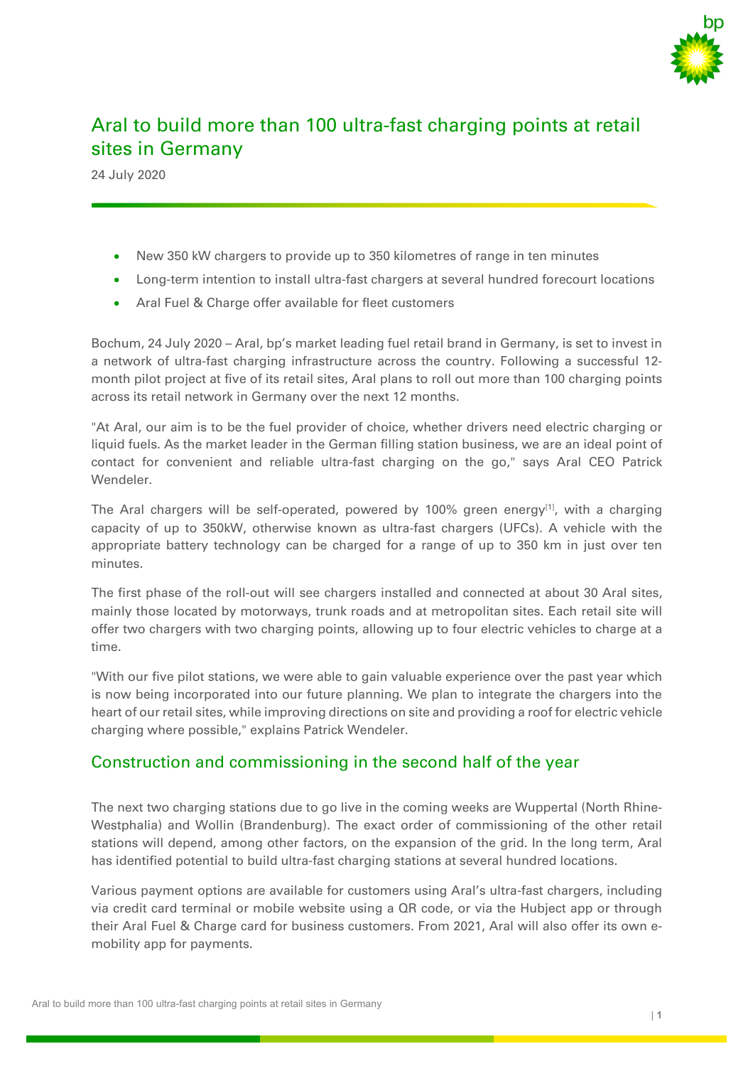# Aral to build more than 100 ultra-fast charging points at retail sites in Germany

24 July 2020

- New 350 kW chargers to provide up to 350 kilometres of range in ten minutes
- Long-term intention to install ultra-fast chargers at several hundred forecourt locations
- Aral Fuel & Charge offer available for fleet customers

Bochum, 24 July 2020 – Aral, bp's market leading fuel retail brand in Germany, is set to invest in a network of ultra-fast charging infrastructure across the country. Following a successful 12-month pilot project at five of its retail sites, Aral plans to roll out more than 100 charging points across its retail network in Germany over the next 12 months.

"At Aral, our aim is to be the fuel provider of choice, whether drivers need electric charging or liquid fuels. As the market leader in the German filling station business, we are an ideal point of contact for convenient and reliable ultra-fast charging on the go," says Aral CEO Patrick Wendeler.

The Aral chargers will be self-operated, powered by 100% green energy[1], with a charging capacity of up to 350kW, otherwise known as ultra-fast chargers (UFCs). A vehicle with the appropriate battery technology can be charged for a range of up to 350 km in just over ten minutes.

The first phase of the roll-out will see chargers installed and connected at about 30 Aral sites, mainly those located by motorways, trunk roads and at metropolitan sites. Each retail site will offer two chargers with two charging points, allowing up to four electric vehicles to charge at a time.

"With our five pilot stations, we were able to gain valuable experience over the past year which is now being incorporated into our future planning. We plan to integrate the chargers into the heart of our retail sites, while improving directions on site and providing a roof for electric vehicle charging where possible," explains Patrick Wendeler.

## Construction and commissioning in the second half of the year

The next two charging stations due to go live in the coming weeks are Wuppertal (North Rhine-Westphalia) and Wollin (Brandenburg). The exact order of commissioning of the other retail stations will depend, among other factors, on the expansion of the grid. In the long term, Aral has identified potential to build ultra-fast charging stations at several hundred locations.

Various payment options are available for customers using Aral's ultra-fast chargers, including via credit card terminal or mobile website using a QR code, or via the Hubject app or through their Aral Fuel & Charge card for business customers. From 2021, Aral will also offer its own e-mobility app for payments.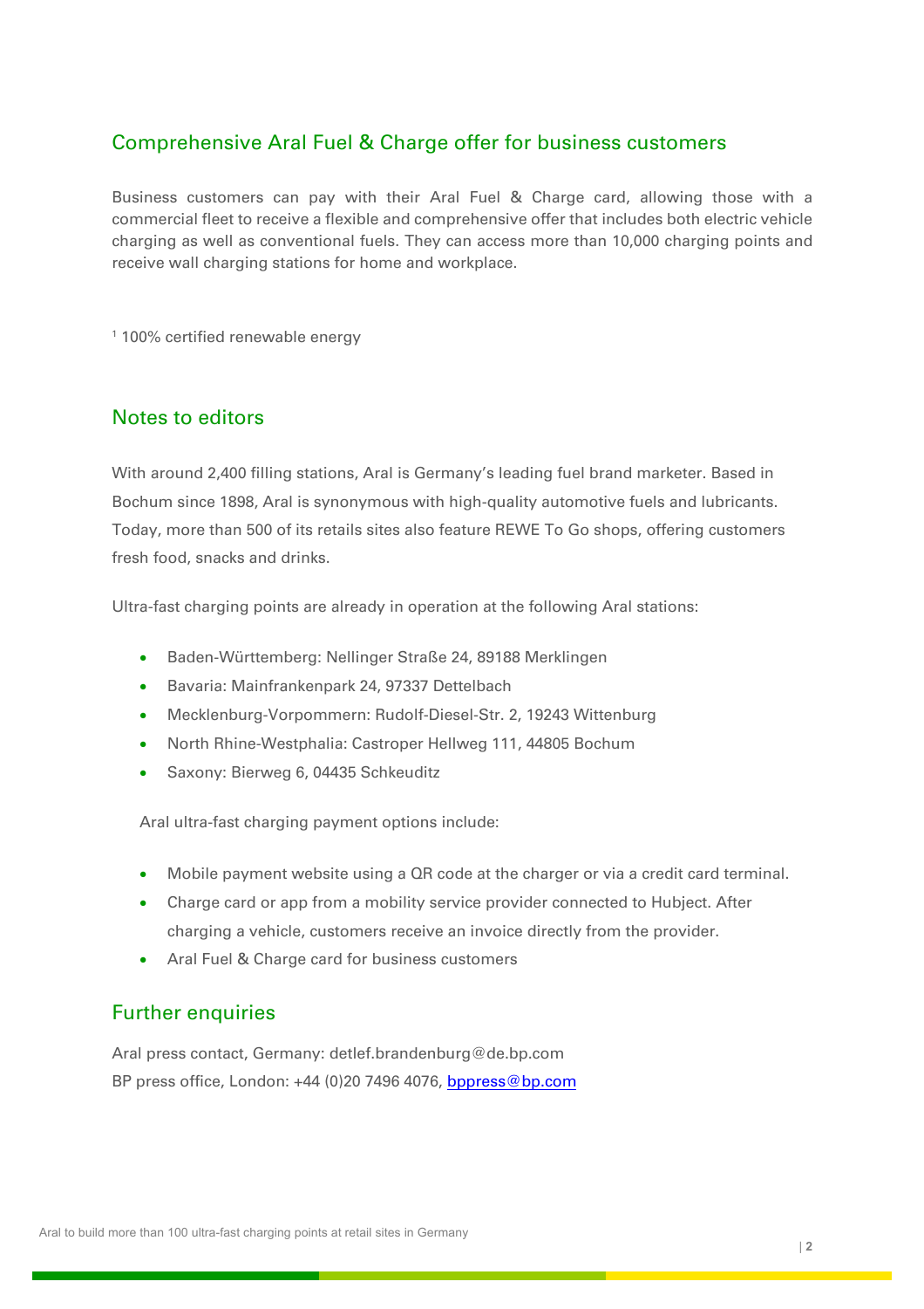## Comprehensive Aral Fuel & Charge offer for business customers

Business customers can pay with their Aral Fuel & Charge card, allowing those with a commercial fleet to receive a flexible and comprehensive offer that includes both electric vehicle charging as well as conventional fuels. They can access more than 10,000 charging points and receive wall charging stations for home and workplace.

[1] 100% certified renewable energy

## Notes to editors

With around 2,400 filling stations, Aral is Germany's leading fuel brand marketer. Based in Bochum since 1898, Aral is synonymous with high-quality automotive fuels and lubricants. Today, more than 500 of its retails sites also feature REWE To Go shops, offering customers fresh food, snacks and drinks.

Ultra-fast charging points are already in operation at the following Aral stations:

- Baden-Württemberg: Nellinger Straße 24, 89188 Merklingen
- Bavaria: Mainfrankenpark 24, 97337 Dettelbach
- Mecklenburg-Vorpommern: Rudolf-Diesel-Str. 2, 19243 Wittenburg
- North Rhine-Westphalia: Castroper Hellweg 111, 44805 Bochum
- Saxony: Bierweg 6, 04435 Schkeuditz

Aral ultra-fast charging payment options include:

- Mobile payment website using a QR code at the charger or via a credit card terminal.
- Charge card or app from a mobility service provider connected to Hubject. After charging a vehicle, customers receive an invoice directly from the provider.
- Aral Fuel & Charge card for business customers

## Further enquiries

Aral press contact, Germany: detlef.brandenburg@de.bp.com
BP press office, London: +44 (0)20 7496 4076, bppress@bp.com